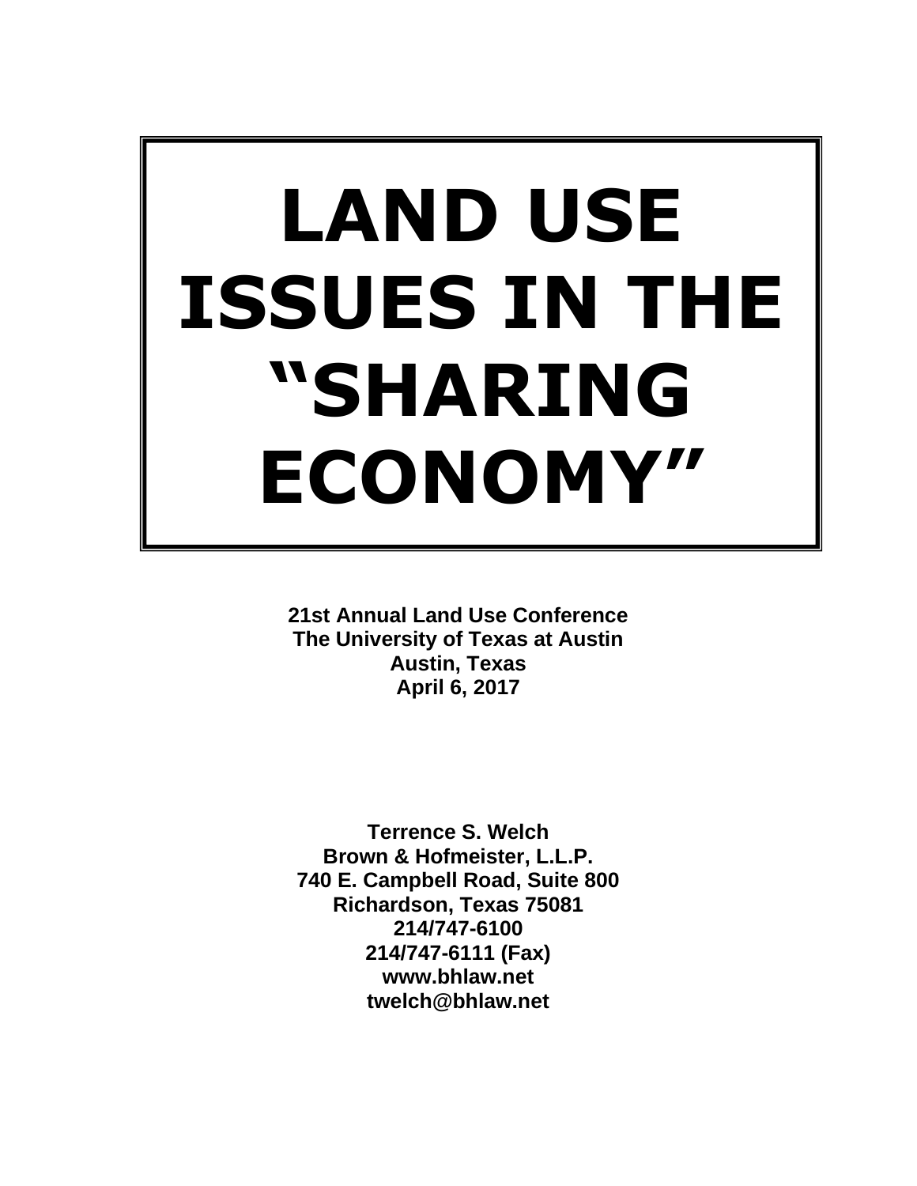# LAND USE ISSUES IN THE "SHARING ECONOMY"

**21st Annual Land Use Conference**
**The University of Texas at Austin**
**Austin, Texas**
**April 6, 2017**

**Terrence S. Welch**
**Brown & Hofmeister, L.L.P.**
**740 E. Campbell Road, Suite 800**
**Richardson, Texas 75081**
**214/747-6100**
**214/747-6111 (Fax)**
**www.bhlaw.net**
**twelch@bhlaw.net**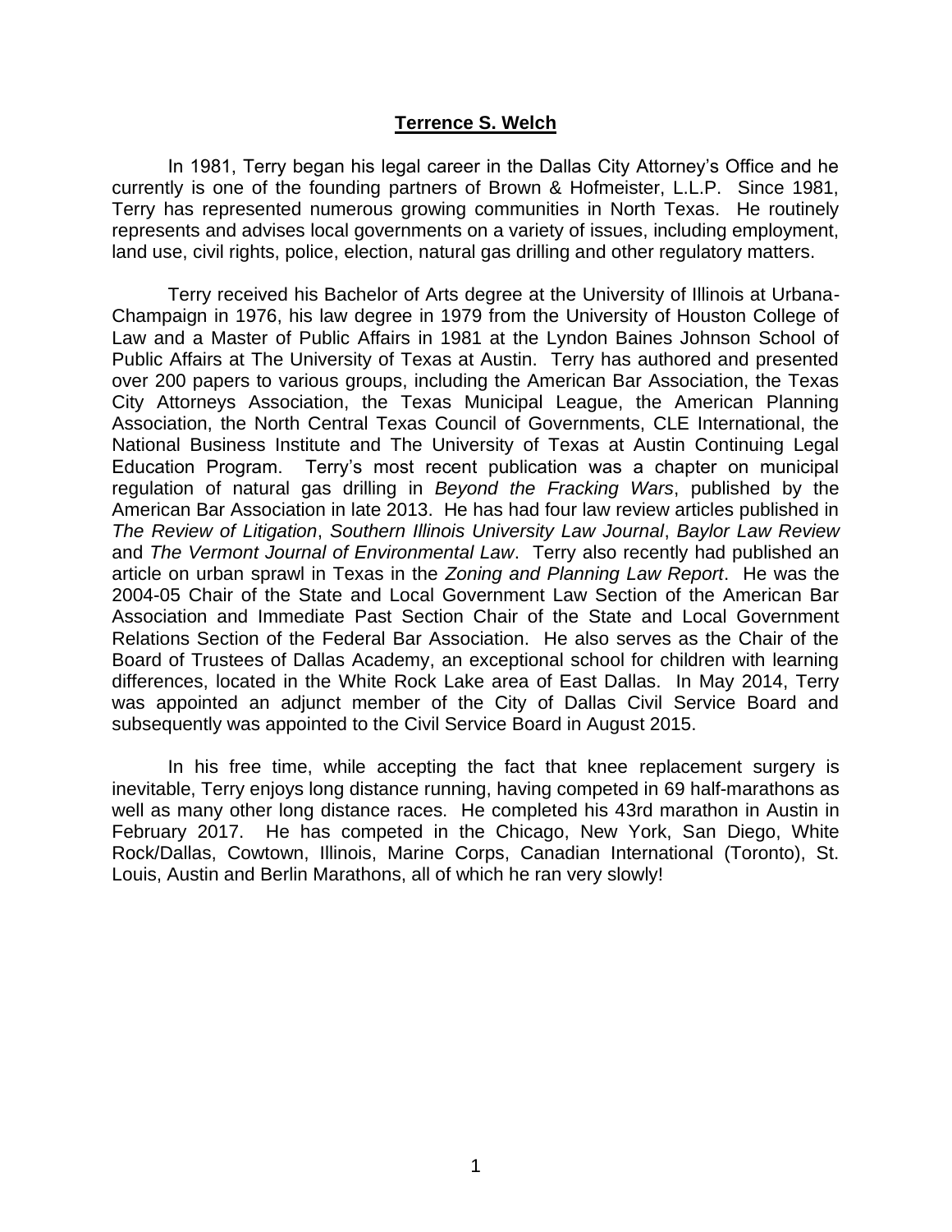**Terrence S. Welch**

In 1981, Terry began his legal career in the Dallas City Attorney's Office and he currently is one of the founding partners of Brown & Hofmeister, L.L.P. Since 1981, Terry has represented numerous growing communities in North Texas. He routinely represents and advises local governments on a variety of issues, including employment, land use, civil rights, police, election, natural gas drilling and other regulatory matters.

Terry received his Bachelor of Arts degree at the University of Illinois at Urbana-Champaign in 1976, his law degree in 1979 from the University of Houston College of Law and a Master of Public Affairs in 1981 at the Lyndon Baines Johnson School of Public Affairs at The University of Texas at Austin. Terry has authored and presented over 200 papers to various groups, including the American Bar Association, the Texas City Attorneys Association, the Texas Municipal League, the American Planning Association, the North Central Texas Council of Governments, CLE International, the National Business Institute and The University of Texas at Austin Continuing Legal Education Program. Terry's most recent publication was a chapter on municipal regulation of natural gas drilling in *Beyond the Fracking Wars*, published by the American Bar Association in late 2013. He has had four law review articles published in *The Review of Litigation*, *Southern Illinois University Law Journal*, *Baylor Law Review* and *The Vermont Journal of Environmental Law*. Terry also recently had published an article on urban sprawl in Texas in the *Zoning and Planning Law Report*. He was the 2004-05 Chair of the State and Local Government Law Section of the American Bar Association and Immediate Past Section Chair of the State and Local Government Relations Section of the Federal Bar Association. He also serves as the Chair of the Board of Trustees of Dallas Academy, an exceptional school for children with learning differences, located in the White Rock Lake area of East Dallas. In May 2014, Terry was appointed an adjunct member of the City of Dallas Civil Service Board and subsequently was appointed to the Civil Service Board in August 2015.

In his free time, while accepting the fact that knee replacement surgery is inevitable, Terry enjoys long distance running, having competed in 69 half-marathons as well as many other long distance races. He completed his 43rd marathon in Austin in February 2017. He has competed in the Chicago, New York, San Diego, White Rock/Dallas, Cowtown, Illinois, Marine Corps, Canadian International (Toronto), St. Louis, Austin and Berlin Marathons, all of which he ran very slowly!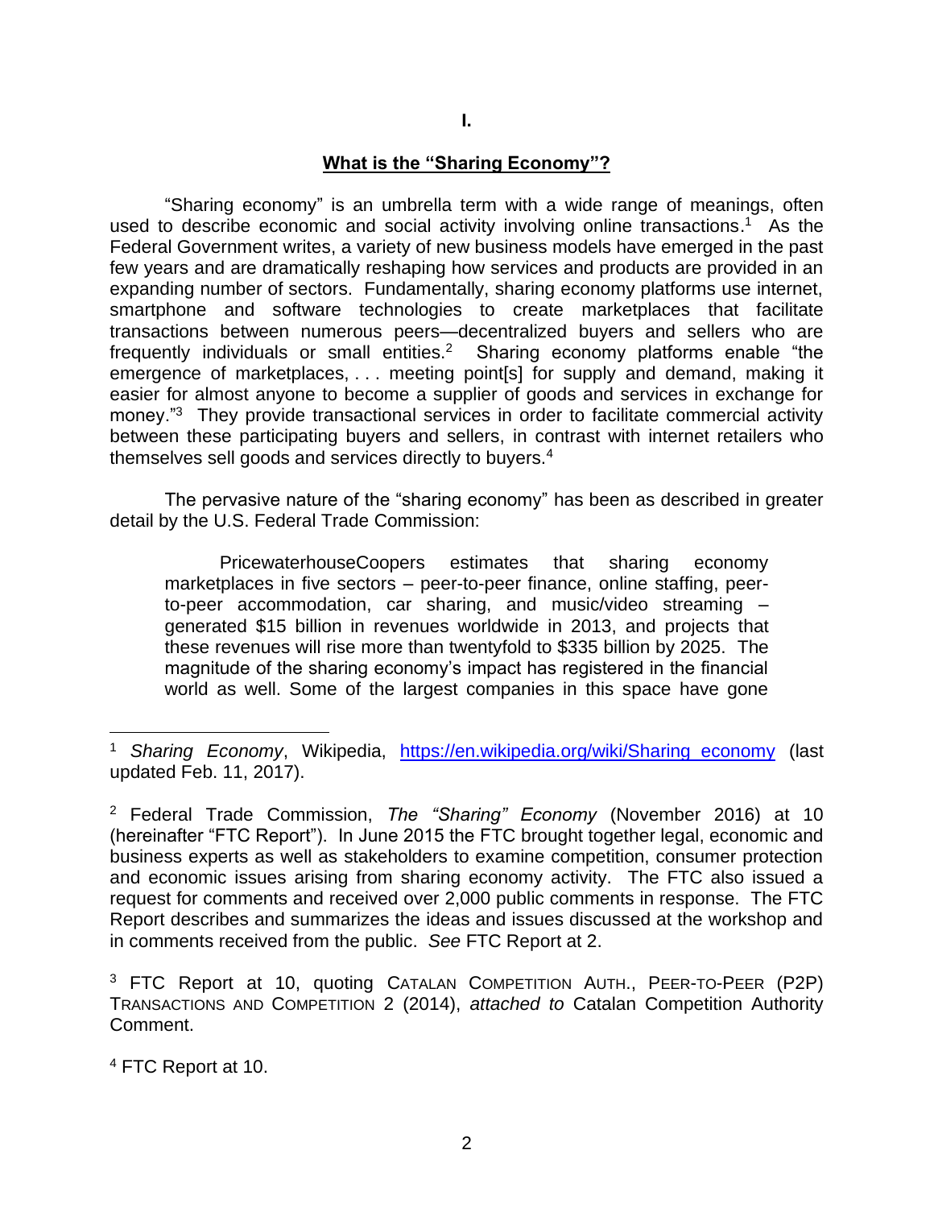**I.**

## What is the "Sharing Economy"?

"Sharing economy" is an umbrella term with a wide range of meanings, often used to describe economic and social activity involving online transactions.[1] As the Federal Government writes, a variety of new business models have emerged in the past few years and are dramatically reshaping how services and products are provided in an expanding number of sectors. Fundamentally, sharing economy platforms use internet, smartphone and software technologies to create marketplaces that facilitate transactions between numerous peers—decentralized buyers and sellers who are frequently individuals or small entities.[2] Sharing economy platforms enable "the emergence of marketplaces, . . . meeting point[s] for supply and demand, making it easier for almost anyone to become a supplier of goods and services in exchange for money."[3] They provide transactional services in order to facilitate commercial activity between these participating buyers and sellers, in contrast with internet retailers who themselves sell goods and services directly to buyers.[4]

The pervasive nature of the "sharing economy" has been as described in greater detail by the U.S. Federal Trade Commission:

> PricewaterhouseCoopers estimates that sharing economy marketplaces in five sectors – peer-to-peer finance, online staffing, peer-to-peer accommodation, car sharing, and music/video streaming – generated $15 billion in revenues worldwide in 2013, and projects that these revenues will rise more than twentyfold to $335 billion by 2025. The magnitude of the sharing economy's impact has registered in the financial world as well. Some of the largest companies in this space have gone

---

[1] *Sharing Economy*, Wikipedia, https://en.wikipedia.org/wiki/Sharing_economy (last updated Feb. 11, 2017).

[2] Federal Trade Commission, *The "Sharing" Economy* (November 2016) at 10 (hereinafter "FTC Report"). In June 2015 the FTC brought together legal, economic and business experts as well as stakeholders to examine competition, consumer protection and economic issues arising from sharing economy activity. The FTC also issued a request for comments and received over 2,000 public comments in response. The FTC Report describes and summarizes the ideas and issues discussed at the workshop and in comments received from the public. *See* FTC Report at 2.

[3] FTC Report at 10, quoting CATALAN COMPETITION AUTH., PEER-TO-PEER (P2P) TRANSACTIONS AND COMPETITION 2 (2014), *attached to* Catalan Competition Authority Comment.

[4] FTC Report at 10.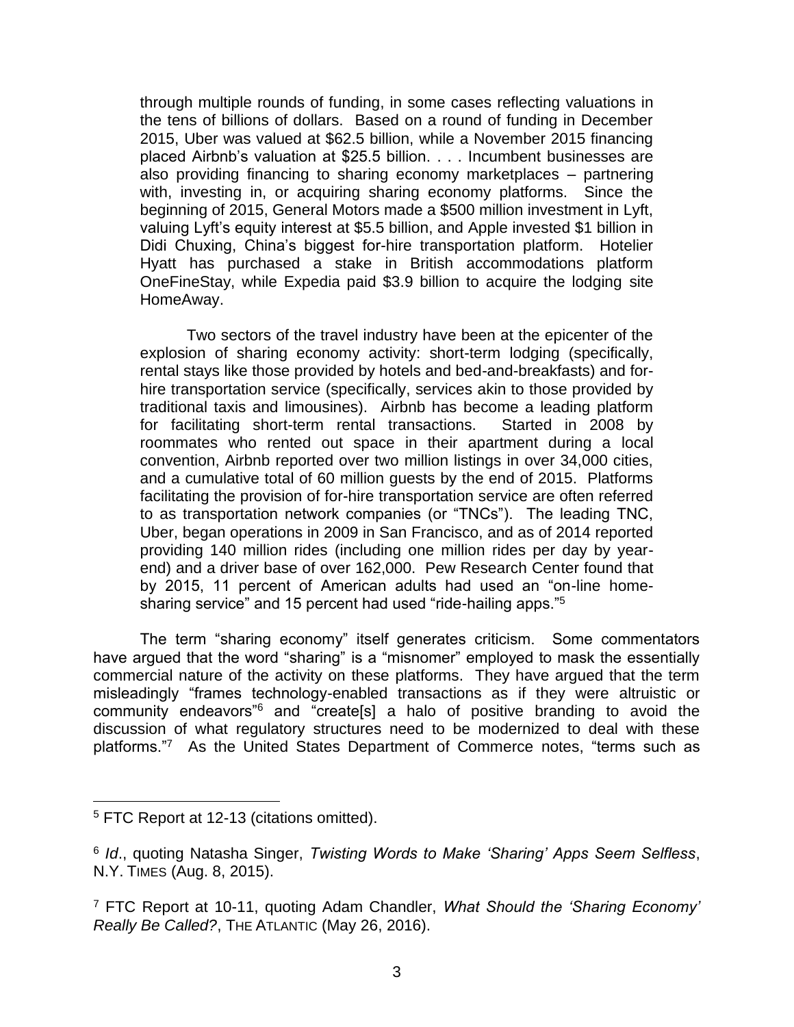> through multiple rounds of funding, in some cases reflecting valuations in the tens of billions of dollars. Based on a round of funding in December 2015, Uber was valued at $62.5 billion, while a November 2015 financing placed Airbnb's valuation at $25.5 billion. . . . Incumbent businesses are also providing financing to sharing economy marketplaces – partnering with, investing in, or acquiring sharing economy platforms. Since the beginning of 2015, General Motors made a $500 million investment in Lyft, valuing Lyft's equity interest at $5.5 billion, and Apple invested $1 billion in Didi Chuxing, China's biggest for-hire transportation platform. Hotelier Hyatt has purchased a stake in British accommodations platform OneFineStay, while Expedia paid $3.9 billion to acquire the lodging site HomeAway.
>
> Two sectors of the travel industry have been at the epicenter of the explosion of sharing economy activity: short-term lodging (specifically, rental stays like those provided by hotels and bed-and-breakfasts) and for-hire transportation service (specifically, services akin to those provided by traditional taxis and limousines). Airbnb has become a leading platform for facilitating short-term rental transactions. Started in 2008 by roommates who rented out space in their apartment during a local convention, Airbnb reported over two million listings in over 34,000 cities, and a cumulative total of 60 million guests by the end of 2015. Platforms facilitating the provision of for-hire transportation service are often referred to as transportation network companies (or "TNCs"). The leading TNC, Uber, began operations in 2009 in San Francisco, and as of 2014 reported providing 140 million rides (including one million rides per day by year-end) and a driver base of over 162,000. Pew Research Center found that by 2015, 11 percent of American adults had used an "on-line home-sharing service" and 15 percent had used "ride-hailing apps."[5]

The term "sharing economy" itself generates criticism. Some commentators have argued that the word "sharing" is a "misnomer" employed to mask the essentially commercial nature of the activity on these platforms. They have argued that the term misleadingly "frames technology-enabled transactions as if they were altruistic or community endeavors"[6] and "create[s] a halo of positive branding to avoid the discussion of what regulatory structures need to be modernized to deal with these platforms."[7] As the United States Department of Commerce notes, "terms such as

---

[5] FTC Report at 12-13 (citations omitted).

[6] *Id*., quoting Natasha Singer, *Twisting Words to Make 'Sharing' Apps Seem Selfless*, N.Y. TIMES (Aug. 8, 2015).

[7] FTC Report at 10-11, quoting Adam Chandler, *What Should the 'Sharing Economy' Really Be Called?*, THE ATLANTIC (May 26, 2016).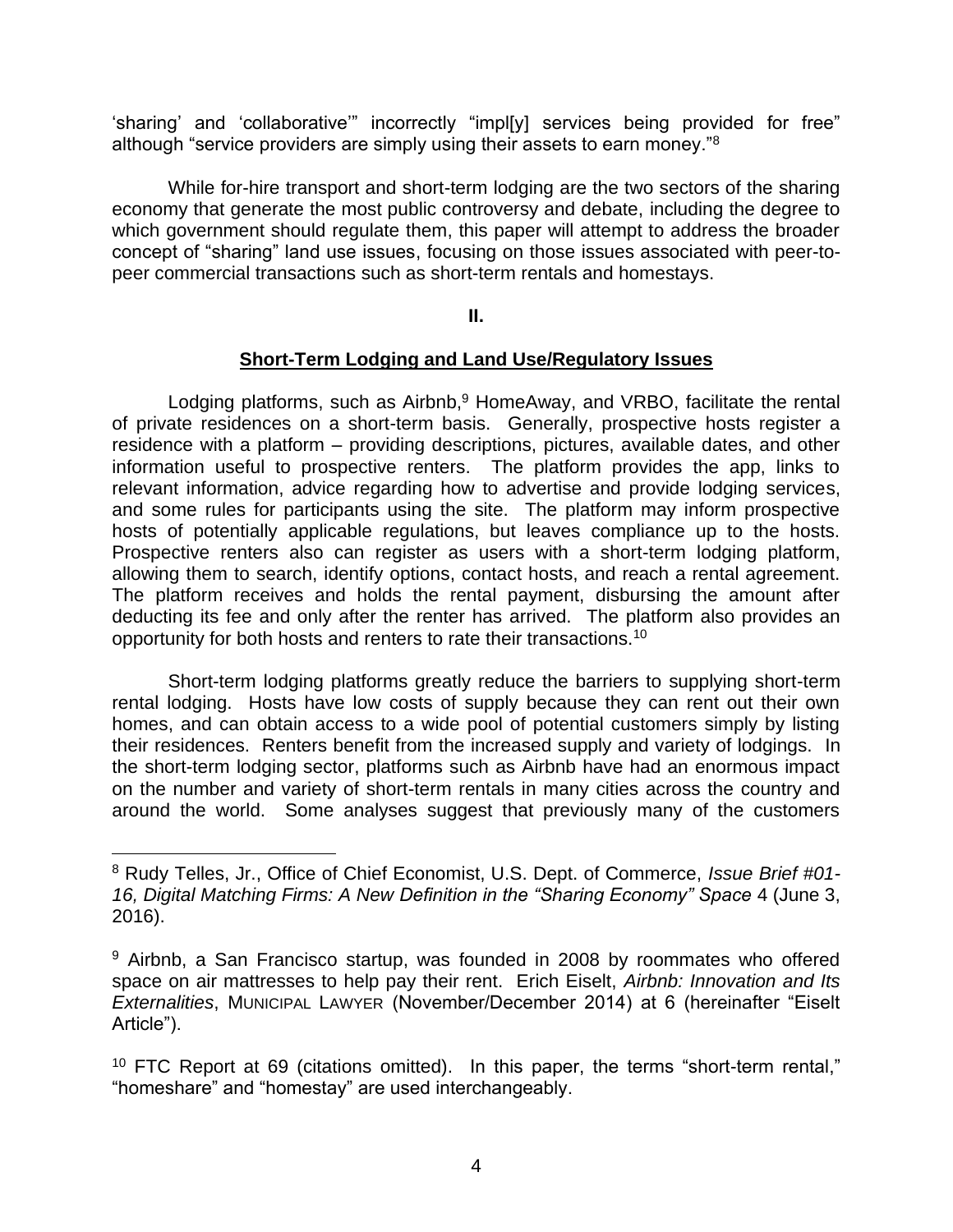'sharing' and 'collaborative'" incorrectly "impl[y] services being provided for free" although "service providers are simply using their assets to earn money."[8]

While for-hire transport and short-term lodging are the two sectors of the sharing economy that generate the most public controversy and debate, including the degree to which government should regulate them, this paper will attempt to address the broader concept of "sharing" land use issues, focusing on those issues associated with peer-to-peer commercial transactions such as short-term rentals and homestays.

## II.

## <u>Short-Term Lodging and Land Use/Regulatory Issues</u>

Lodging platforms, such as Airbnb,[9] HomeAway, and VRBO, facilitate the rental of private residences on a short-term basis. Generally, prospective hosts register a residence with a platform – providing descriptions, pictures, available dates, and other information useful to prospective renters. The platform provides the app, links to relevant information, advice regarding how to advertise and provide lodging services, and some rules for participants using the site. The platform may inform prospective hosts of potentially applicable regulations, but leaves compliance up to the hosts. Prospective renters also can register as users with a short-term lodging platform, allowing them to search, identify options, contact hosts, and reach a rental agreement. The platform receives and holds the rental payment, disbursing the amount after deducting its fee and only after the renter has arrived. The platform also provides an opportunity for both hosts and renters to rate their transactions.[10]

Short-term lodging platforms greatly reduce the barriers to supplying short-term rental lodging. Hosts have low costs of supply because they can rent out their own homes, and can obtain access to a wide pool of potential customers simply by listing their residences. Renters benefit from the increased supply and variety of lodgings. In the short-term lodging sector, platforms such as Airbnb have had an enormous impact on the number and variety of short-term rentals in many cities across the country and around the world. Some analyses suggest that previously many of the customers

---

[8] Rudy Telles, Jr., Office of Chief Economist, U.S. Dept. of Commerce, *Issue Brief #01-16, Digital Matching Firms: A New Definition in the "Sharing Economy" Space* 4 (June 3, 2016).

[9] Airbnb, a San Francisco startup, was founded in 2008 by roommates who offered space on air mattresses to help pay their rent. Erich Eiselt, *Airbnb: Innovation and Its Externalities*, MUNICIPAL LAWYER (November/December 2014) at 6 (hereinafter "Eiselt Article").

[10] FTC Report at 69 (citations omitted). In this paper, the terms "short-term rental," "homeshare" and "homestay" are used interchangeably.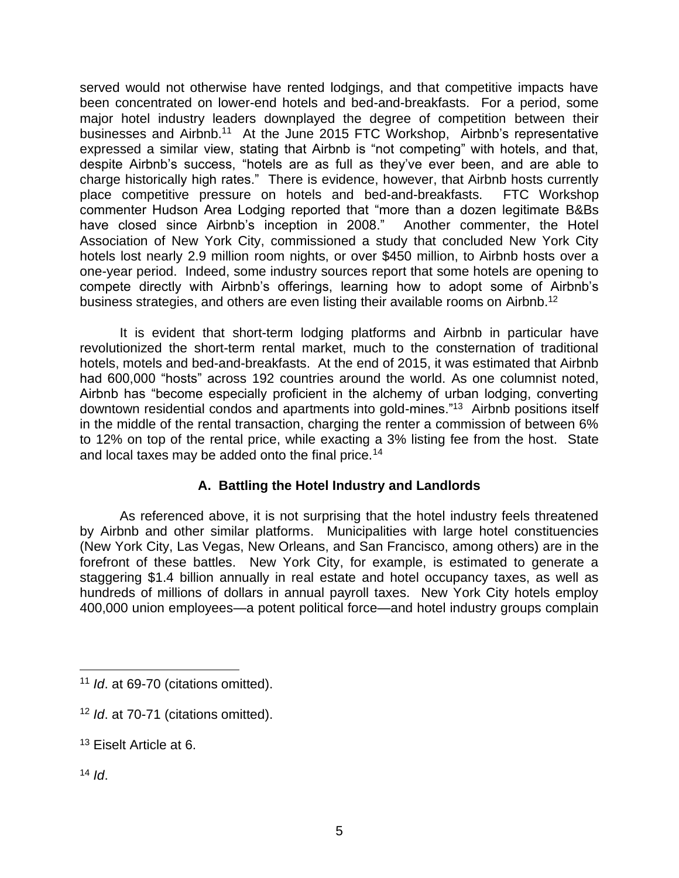served would not otherwise have rented lodgings, and that competitive impacts have been concentrated on lower-end hotels and bed-and-breakfasts. For a period, some major hotel industry leaders downplayed the degree of competition between their businesses and Airbnb.[11] At the June 2015 FTC Workshop, Airbnb's representative expressed a similar view, stating that Airbnb is "not competing" with hotels, and that, despite Airbnb's success, "hotels are as full as they've ever been, and are able to charge historically high rates." There is evidence, however, that Airbnb hosts currently place competitive pressure on hotels and bed-and-breakfasts. FTC Workshop commenter Hudson Area Lodging reported that "more than a dozen legitimate B&Bs have closed since Airbnb's inception in 2008." Another commenter, the Hotel Association of New York City, commissioned a study that concluded New York City hotels lost nearly 2.9 million room nights, or over $450 million, to Airbnb hosts over a one-year period. Indeed, some industry sources report that some hotels are opening to compete directly with Airbnb's offerings, learning how to adopt some of Airbnb's business strategies, and others are even listing their available rooms on Airbnb.[12]

It is evident that short-term lodging platforms and Airbnb in particular have revolutionized the short-term rental market, much to the consternation of traditional hotels, motels and bed-and-breakfasts. At the end of 2015, it was estimated that Airbnb had 600,000 "hosts" across 192 countries around the world. As one columnist noted, Airbnb has "become especially proficient in the alchemy of urban lodging, converting downtown residential condos and apartments into gold-mines."[13] Airbnb positions itself in the middle of the rental transaction, charging the renter a commission of between 6% to 12% on top of the rental price, while exacting a 3% listing fee from the host. State and local taxes may be added onto the final price.[14]

### A. Battling the Hotel Industry and Landlords

As referenced above, it is not surprising that the hotel industry feels threatened by Airbnb and other similar platforms. Municipalities with large hotel constituencies (New York City, Las Vegas, New Orleans, and San Francisco, among others) are in the forefront of these battles. New York City, for example, is estimated to generate a staggering $1.4 billion annually in real estate and hotel occupancy taxes, as well as hundreds of millions of dollars in annual payroll taxes. New York City hotels employ 400,000 union employees—a potent political force—and hotel industry groups complain

---

[11] *Id*. at 69-70 (citations omitted).

[12] *Id*. at 70-71 (citations omitted).

[13] Eiselt Article at 6.

[14] *Id*.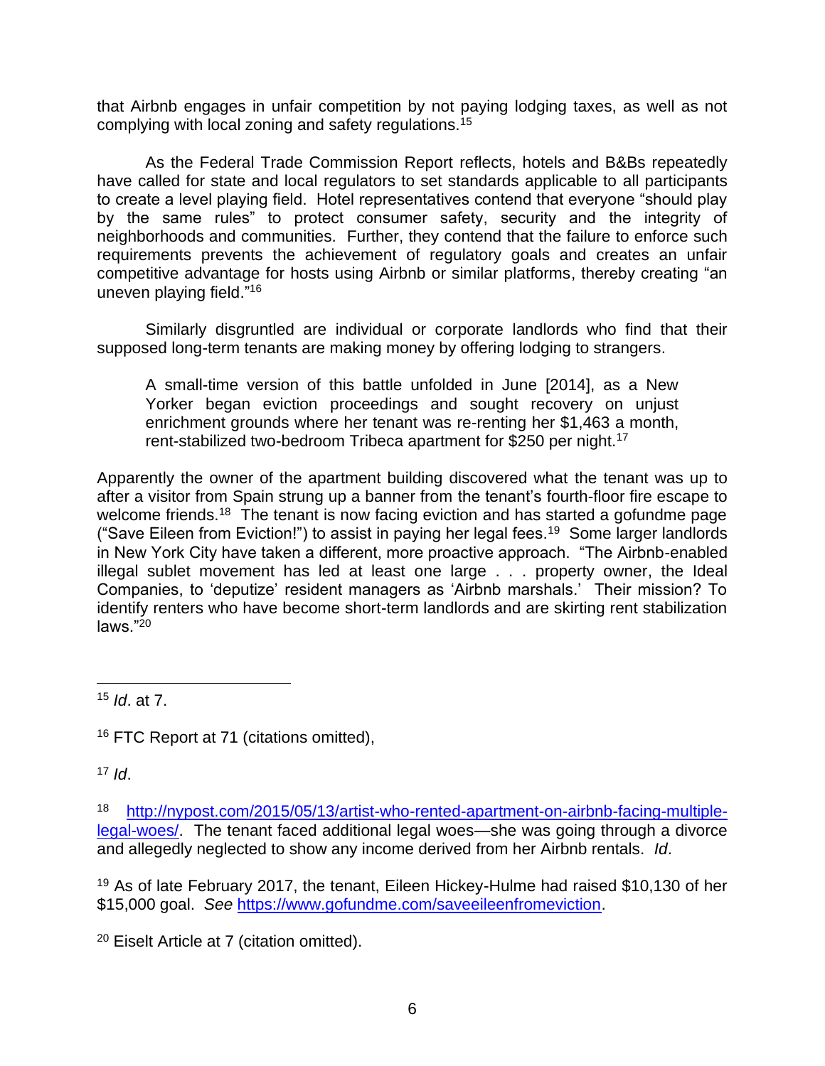that Airbnb engages in unfair competition by not paying lodging taxes, as well as not complying with local zoning and safety regulations.[15]

As the Federal Trade Commission Report reflects, hotels and B&Bs repeatedly have called for state and local regulators to set standards applicable to all participants to create a level playing field. Hotel representatives contend that everyone "should play by the same rules" to protect consumer safety, security and the integrity of neighborhoods and communities. Further, they contend that the failure to enforce such requirements prevents the achievement of regulatory goals and creates an unfair competitive advantage for hosts using Airbnb or similar platforms, thereby creating "an uneven playing field."[16]

Similarly disgruntled are individual or corporate landlords who find that their supposed long-term tenants are making money by offering lodging to strangers.

> A small-time version of this battle unfolded in June [2014], as a New Yorker began eviction proceedings and sought recovery on unjust enrichment grounds where her tenant was re-renting her $1,463 a month, rent-stabilized two-bedroom Tribeca apartment for $250 per night.[17]

Apparently the owner of the apartment building discovered what the tenant was up to after a visitor from Spain strung up a banner from the tenant's fourth-floor fire escape to welcome friends.[18] The tenant is now facing eviction and has started a gofundme page ("Save Eileen from Eviction!") to assist in paying her legal fees.[19] Some larger landlords in New York City have taken a different, more proactive approach. "The Airbnb-enabled illegal sublet movement has led at least one large . . . property owner, the Ideal Companies, to 'deputize' resident managers as 'Airbnb marshals.' Their mission? To identify renters who have become short-term landlords and are skirting rent stabilization laws."[20]

---

[15] *Id*. at 7.

[16] FTC Report at 71 (citations omitted),

[17] *Id*.

[18] http://nypost.com/2015/05/13/artist-who-rented-apartment-on-airbnb-facing-multiple-legal-woes/. The tenant faced additional legal woes—she was going through a divorce and allegedly neglected to show any income derived from her Airbnb rentals. *Id*.

[19] As of late February 2017, the tenant, Eileen Hickey-Hulme had raised $10,130 of her $15,000 goal. *See* https://www.gofundme.com/saveeileenfromeviction.

[20] Eiselt Article at 7 (citation omitted).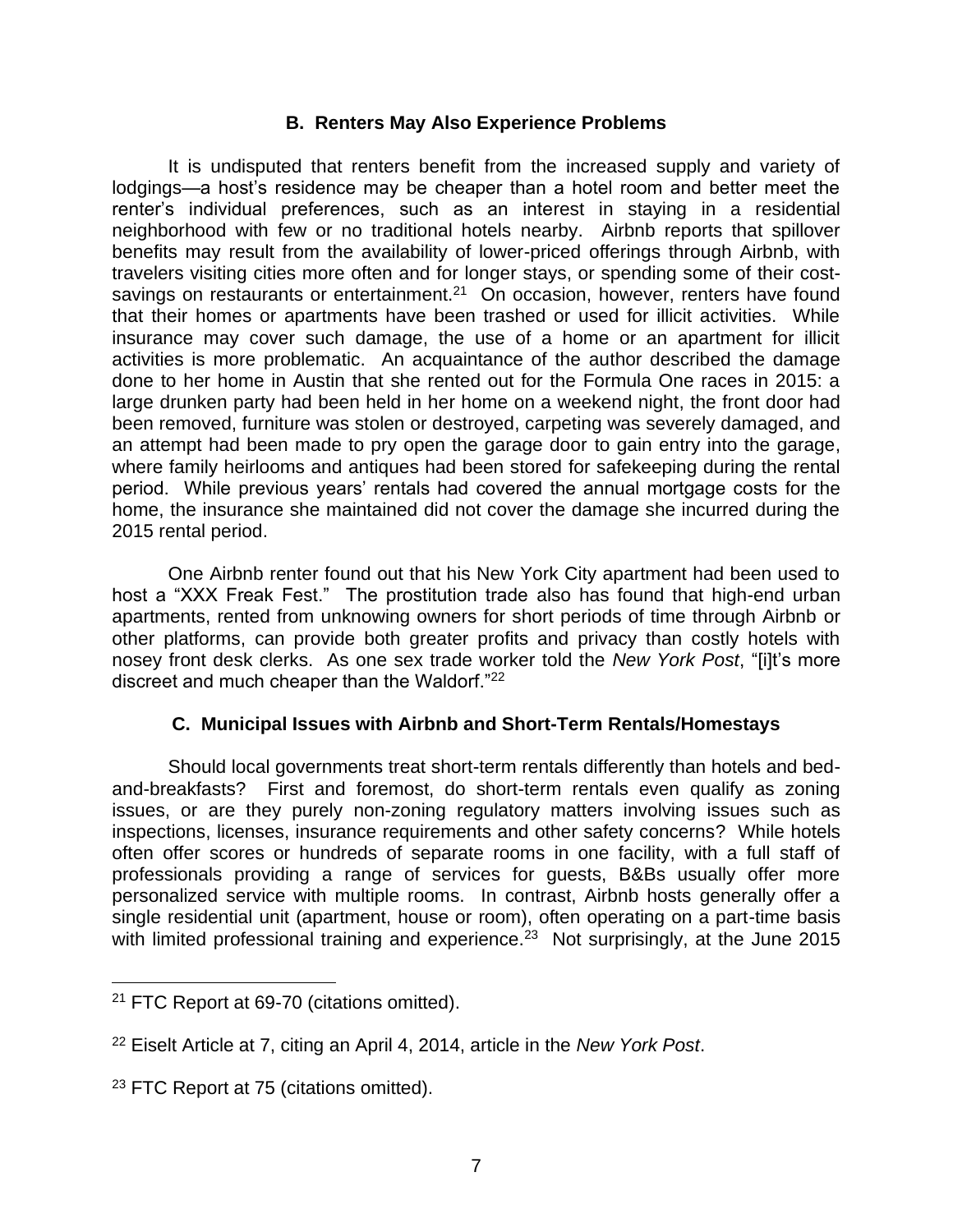### B. Renters May Also Experience Problems

It is undisputed that renters benefit from the increased supply and variety of lodgings—a host's residence may be cheaper than a hotel room and better meet the renter's individual preferences, such as an interest in staying in a residential neighborhood with few or no traditional hotels nearby. Airbnb reports that spillover benefits may result from the availability of lower-priced offerings through Airbnb, with travelers visiting cities more often and for longer stays, or spending some of their cost-savings on restaurants or entertainment.[21] On occasion, however, renters have found that their homes or apartments have been trashed or used for illicit activities. While insurance may cover such damage, the use of a home or an apartment for illicit activities is more problematic. An acquaintance of the author described the damage done to her home in Austin that she rented out for the Formula One races in 2015: a large drunken party had been held in her home on a weekend night, the front door had been removed, furniture was stolen or destroyed, carpeting was severely damaged, and an attempt had been made to pry open the garage door to gain entry into the garage, where family heirlooms and antiques had been stored for safekeeping during the rental period. While previous years' rentals had covered the annual mortgage costs for the home, the insurance she maintained did not cover the damage she incurred during the 2015 rental period.

One Airbnb renter found out that his New York City apartment had been used to host a "XXX Freak Fest." The prostitution trade also has found that high-end urban apartments, rented from unknowing owners for short periods of time through Airbnb or other platforms, can provide both greater profits and privacy than costly hotels with nosey front desk clerks. As one sex trade worker told the *New York Post*, "[i]t's more discreet and much cheaper than the Waldorf."[22]

### C. Municipal Issues with Airbnb and Short-Term Rentals/Homestays

Should local governments treat short-term rentals differently than hotels and bed-and-breakfasts? First and foremost, do short-term rentals even qualify as zoning issues, or are they purely non-zoning regulatory matters involving issues such as inspections, licenses, insurance requirements and other safety concerns? While hotels often offer scores or hundreds of separate rooms in one facility, with a full staff of professionals providing a range of services for guests, B&Bs usually offer more personalized service with multiple rooms. In contrast, Airbnb hosts generally offer a single residential unit (apartment, house or room), often operating on a part-time basis with limited professional training and experience.[23] Not surprisingly, at the June 2015

---

[21] FTC Report at 69-70 (citations omitted).

[22] Eiselt Article at 7, citing an April 4, 2014, article in the *New York Post*.

[23] FTC Report at 75 (citations omitted).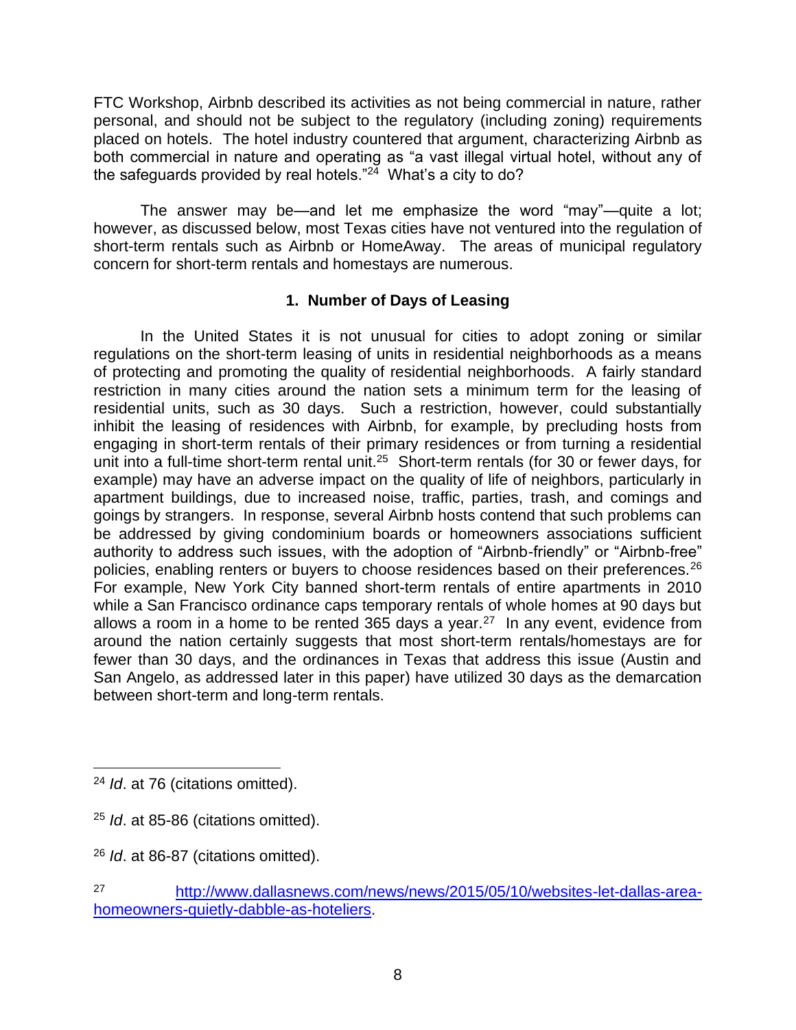FTC Workshop, Airbnb described its activities as not being commercial in nature, rather personal, and should not be subject to the regulatory (including zoning) requirements placed on hotels. The hotel industry countered that argument, characterizing Airbnb as both commercial in nature and operating as "a vast illegal virtual hotel, without any of the safeguards provided by real hotels."[24] What's a city to do?

The answer may be—and let me emphasize the word "may"—quite a lot; however, as discussed below, most Texas cities have not ventured into the regulation of short-term rentals such as Airbnb or HomeAway. The areas of municipal regulatory concern for short-term rentals and homestays are numerous.

### 1. Number of Days of Leasing

In the United States it is not unusual for cities to adopt zoning or similar regulations on the short-term leasing of units in residential neighborhoods as a means of protecting and promoting the quality of residential neighborhoods. A fairly standard restriction in many cities around the nation sets a minimum term for the leasing of residential units, such as 30 days. Such a restriction, however, could substantially inhibit the leasing of residences with Airbnb, for example, by precluding hosts from engaging in short-term rentals of their primary residences or from turning a residential unit into a full-time short-term rental unit.[25] Short-term rentals (for 30 or fewer days, for example) may have an adverse impact on the quality of life of neighbors, particularly in apartment buildings, due to increased noise, traffic, parties, trash, and comings and goings by strangers. In response, several Airbnb hosts contend that such problems can be addressed by giving condominium boards or homeowners associations sufficient authority to address such issues, with the adoption of "Airbnb-friendly" or "Airbnb-free" policies, enabling renters or buyers to choose residences based on their preferences.[26] For example, New York City banned short-term rentals of entire apartments in 2010 while a San Francisco ordinance caps temporary rentals of whole homes at 90 days but allows a room in a home to be rented 365 days a year.[27] In any event, evidence from around the nation certainly suggests that most short-term rentals/homestays are for fewer than 30 days, and the ordinances in Texas that address this issue (Austin and San Angelo, as addressed later in this paper) have utilized 30 days as the demarcation between short-term and long-term rentals.

---

[24] *Id*. at 76 (citations omitted).

[25] *Id*. at 85-86 (citations omitted).

[26] *Id*. at 86-87 (citations omitted).

[27] [http://www.dallasnews.com/news/news/2015/05/10/websites-let-dallas-area-homeowners-quietly-dabble-as-hoteliers](http://www.dallasnews.com/news/news/2015/05/10/websites-let-dallas-area-homeowners-quietly-dabble-as-hoteliers).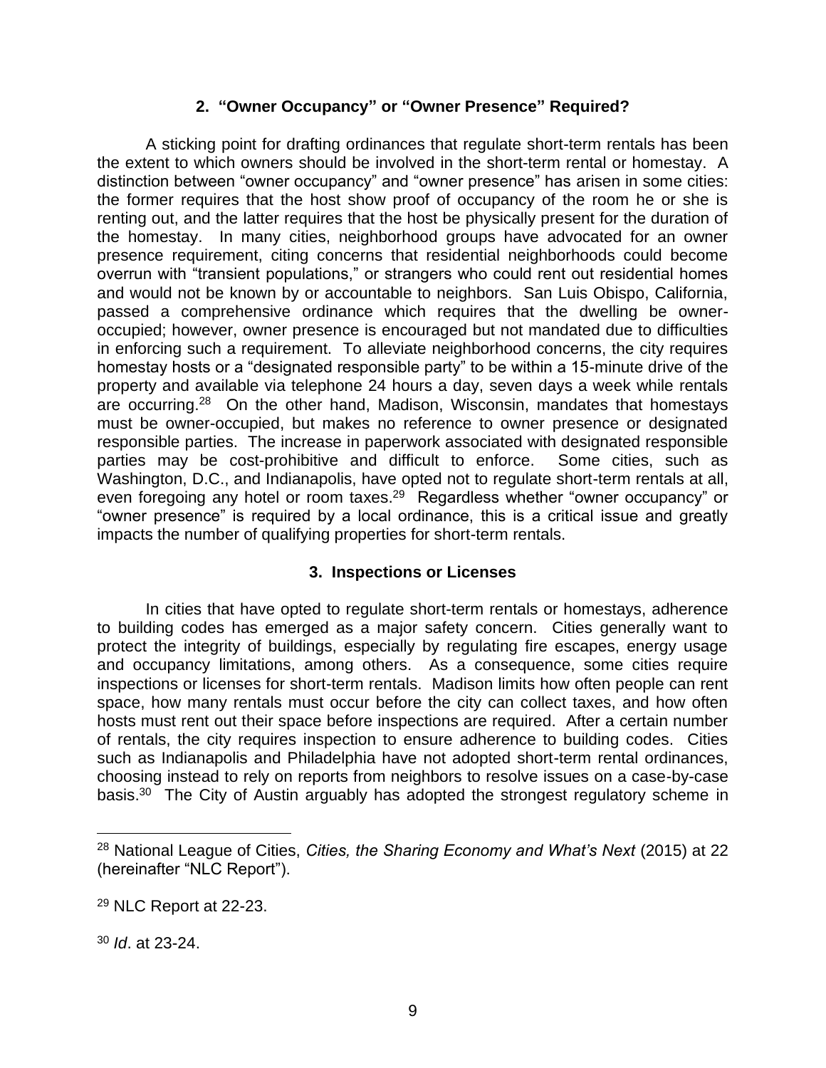### 2. "Owner Occupancy" or "Owner Presence" Required?

A sticking point for drafting ordinances that regulate short-term rentals has been the extent to which owners should be involved in the short-term rental or homestay. A distinction between "owner occupancy" and "owner presence" has arisen in some cities: the former requires that the host show proof of occupancy of the room he or she is renting out, and the latter requires that the host be physically present for the duration of the homestay. In many cities, neighborhood groups have advocated for an owner presence requirement, citing concerns that residential neighborhoods could become overrun with "transient populations," or strangers who could rent out residential homes and would not be known by or accountable to neighbors. San Luis Obispo, California, passed a comprehensive ordinance which requires that the dwelling be owner-occupied; however, owner presence is encouraged but not mandated due to difficulties in enforcing such a requirement. To alleviate neighborhood concerns, the city requires homestay hosts or a "designated responsible party" to be within a 15-minute drive of the property and available via telephone 24 hours a day, seven days a week while rentals are occurring.[28] On the other hand, Madison, Wisconsin, mandates that homestays must be owner-occupied, but makes no reference to owner presence or designated responsible parties. The increase in paperwork associated with designated responsible parties may be cost-prohibitive and difficult to enforce. Some cities, such as Washington, D.C., and Indianapolis, have opted not to regulate short-term rentals at all, even foregoing any hotel or room taxes.[29] Regardless whether "owner occupancy" or "owner presence" is required by a local ordinance, this is a critical issue and greatly impacts the number of qualifying properties for short-term rentals.

### 3. Inspections or Licenses

In cities that have opted to regulate short-term rentals or homestays, adherence to building codes has emerged as a major safety concern. Cities generally want to protect the integrity of buildings, especially by regulating fire escapes, energy usage and occupancy limitations, among others. As a consequence, some cities require inspections or licenses for short-term rentals. Madison limits how often people can rent space, how many rentals must occur before the city can collect taxes, and how often hosts must rent out their space before inspections are required. After a certain number of rentals, the city requires inspection to ensure adherence to building codes. Cities such as Indianapolis and Philadelphia have not adopted short-term rental ordinances, choosing instead to rely on reports from neighbors to resolve issues on a case-by-case basis.[30] The City of Austin arguably has adopted the strongest regulatory scheme in

---

[28] National League of Cities, *Cities, the Sharing Economy and What's Next* (2015) at 22 (hereinafter "NLC Report").

[29] NLC Report at 22-23.

[30] *Id*. at 23-24.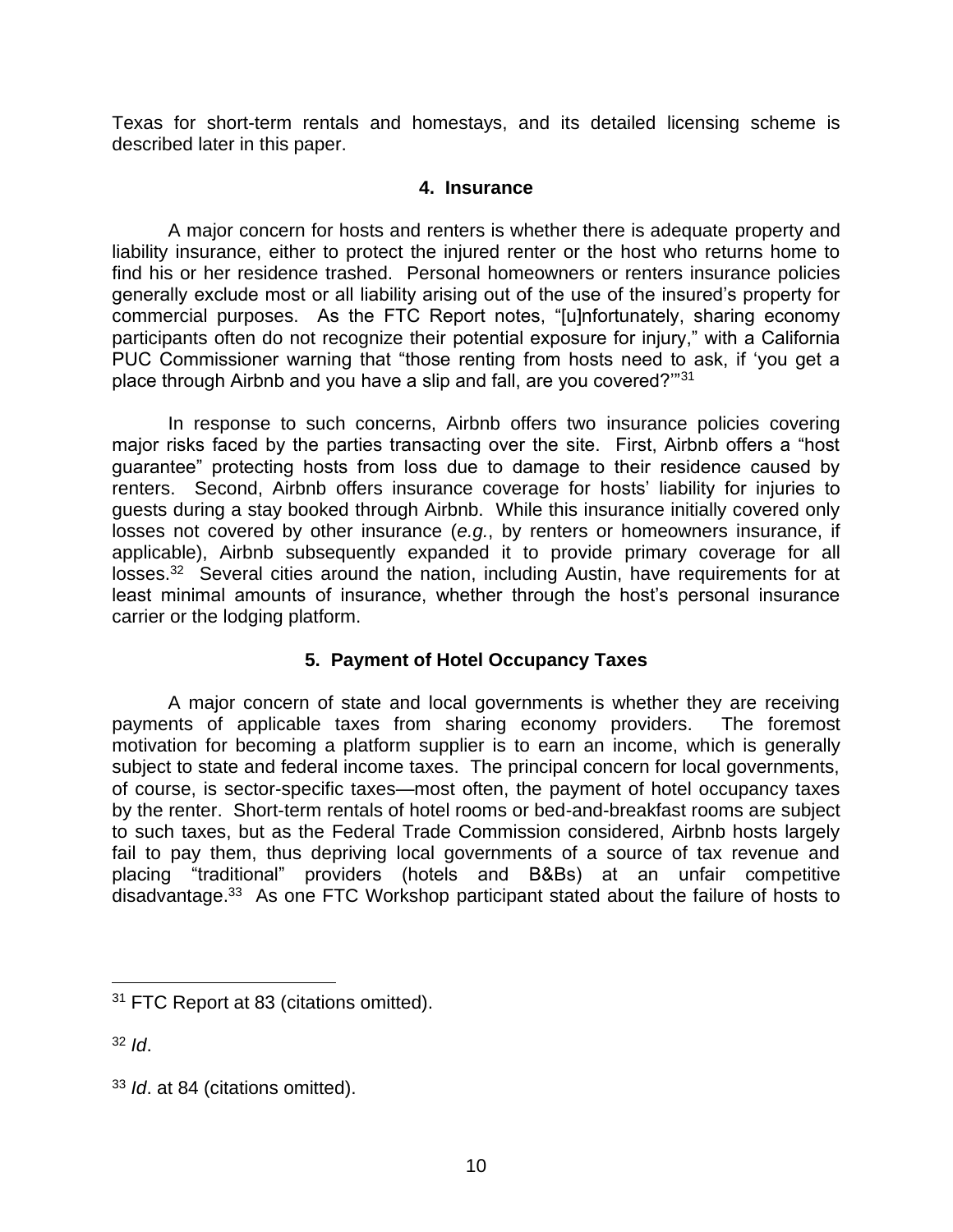Texas for short-term rentals and homestays, and its detailed licensing scheme is described later in this paper.

#### 4. Insurance

A major concern for hosts and renters is whether there is adequate property and liability insurance, either to protect the injured renter or the host who returns home to find his or her residence trashed. Personal homeowners or renters insurance policies generally exclude most or all liability arising out of the use of the insured's property for commercial purposes. As the FTC Report notes, "[u]nfortunately, sharing economy participants often do not recognize their potential exposure for injury," with a California PUC Commissioner warning that "those renting from hosts need to ask, if 'you get a place through Airbnb and you have a slip and fall, are you covered?'"[31]

In response to such concerns, Airbnb offers two insurance policies covering major risks faced by the parties transacting over the site. First, Airbnb offers a "host guarantee" protecting hosts from loss due to damage to their residence caused by renters. Second, Airbnb offers insurance coverage for hosts' liability for injuries to guests during a stay booked through Airbnb. While this insurance initially covered only losses not covered by other insurance (*e.g.*, by renters or homeowners insurance, if applicable), Airbnb subsequently expanded it to provide primary coverage for all losses.[32] Several cities around the nation, including Austin, have requirements for at least minimal amounts of insurance, whether through the host's personal insurance carrier or the lodging platform.

#### 5. Payment of Hotel Occupancy Taxes

A major concern of state and local governments is whether they are receiving payments of applicable taxes from sharing economy providers. The foremost motivation for becoming a platform supplier is to earn an income, which is generally subject to state and federal income taxes. The principal concern for local governments, of course, is sector-specific taxes—most often, the payment of hotel occupancy taxes by the renter. Short-term rentals of hotel rooms or bed-and-breakfast rooms are subject to such taxes, but as the Federal Trade Commission considered, Airbnb hosts largely fail to pay them, thus depriving local governments of a source of tax revenue and placing "traditional" providers (hotels and B&Bs) at an unfair competitive disadvantage.[33] As one FTC Workshop participant stated about the failure of hosts to

---

[31] FTC Report at 83 (citations omitted).

[32] *Id*.

[33] *Id*. at 84 (citations omitted).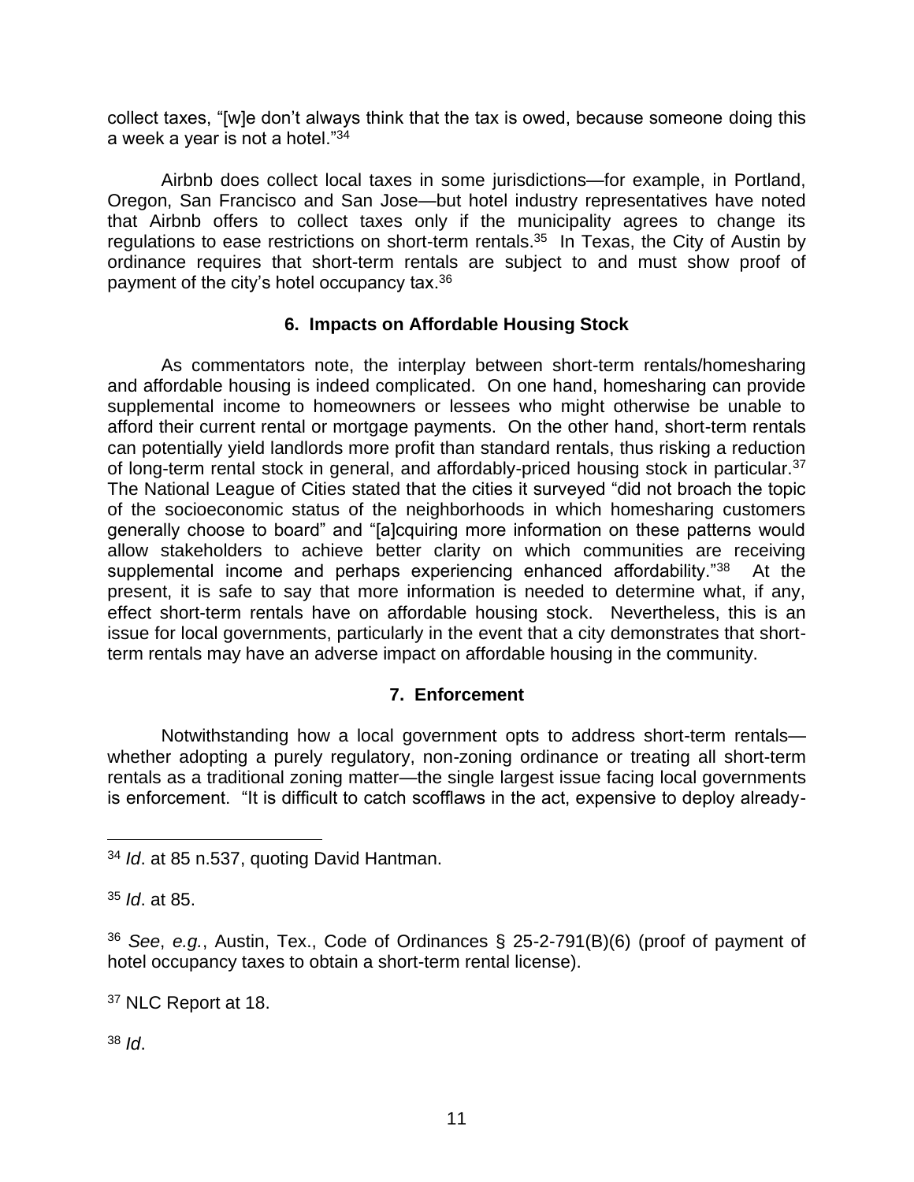collect taxes, "[w]e don't always think that the tax is owed, because someone doing this a week a year is not a hotel."[34]

Airbnb does collect local taxes in some jurisdictions—for example, in Portland, Oregon, San Francisco and San Jose—but hotel industry representatives have noted that Airbnb offers to collect taxes only if the municipality agrees to change its regulations to ease restrictions on short-term rentals.[35] In Texas, the City of Austin by ordinance requires that short-term rentals are subject to and must show proof of payment of the city's hotel occupancy tax.[36]

### 6. Impacts on Affordable Housing Stock

As commentators note, the interplay between short-term rentals/homesharing and affordable housing is indeed complicated. On one hand, homesharing can provide supplemental income to homeowners or lessees who might otherwise be unable to afford their current rental or mortgage payments. On the other hand, short-term rentals can potentially yield landlords more profit than standard rentals, thus risking a reduction of long-term rental stock in general, and affordably-priced housing stock in particular.[37] The National League of Cities stated that the cities it surveyed "did not broach the topic of the socioeconomic status of the neighborhoods in which homesharing customers generally choose to board" and "[a]cquiring more information on these patterns would allow stakeholders to achieve better clarity on which communities are receiving supplemental income and perhaps experiencing enhanced affordability."[38] At the present, it is safe to say that more information is needed to determine what, if any, effect short-term rentals have on affordable housing stock. Nevertheless, this is an issue for local governments, particularly in the event that a city demonstrates that short-term rentals may have an adverse impact on affordable housing in the community.

### 7. Enforcement

Notwithstanding how a local government opts to address short-term rentals—whether adopting a purely regulatory, non-zoning ordinance or treating all short-term rentals as a traditional zoning matter—the single largest issue facing local governments is enforcement. "It is difficult to catch scofflaws in the act, expensive to deploy already-

---

[34] *Id*. at 85 n.537, quoting David Hantman.

[35] *Id*. at 85.

[36] *See*, *e.g.*, Austin, Tex., Code of Ordinances § 25-2-791(B)(6) (proof of payment of hotel occupancy taxes to obtain a short-term rental license).

[37] NLC Report at 18.

[38] *Id*.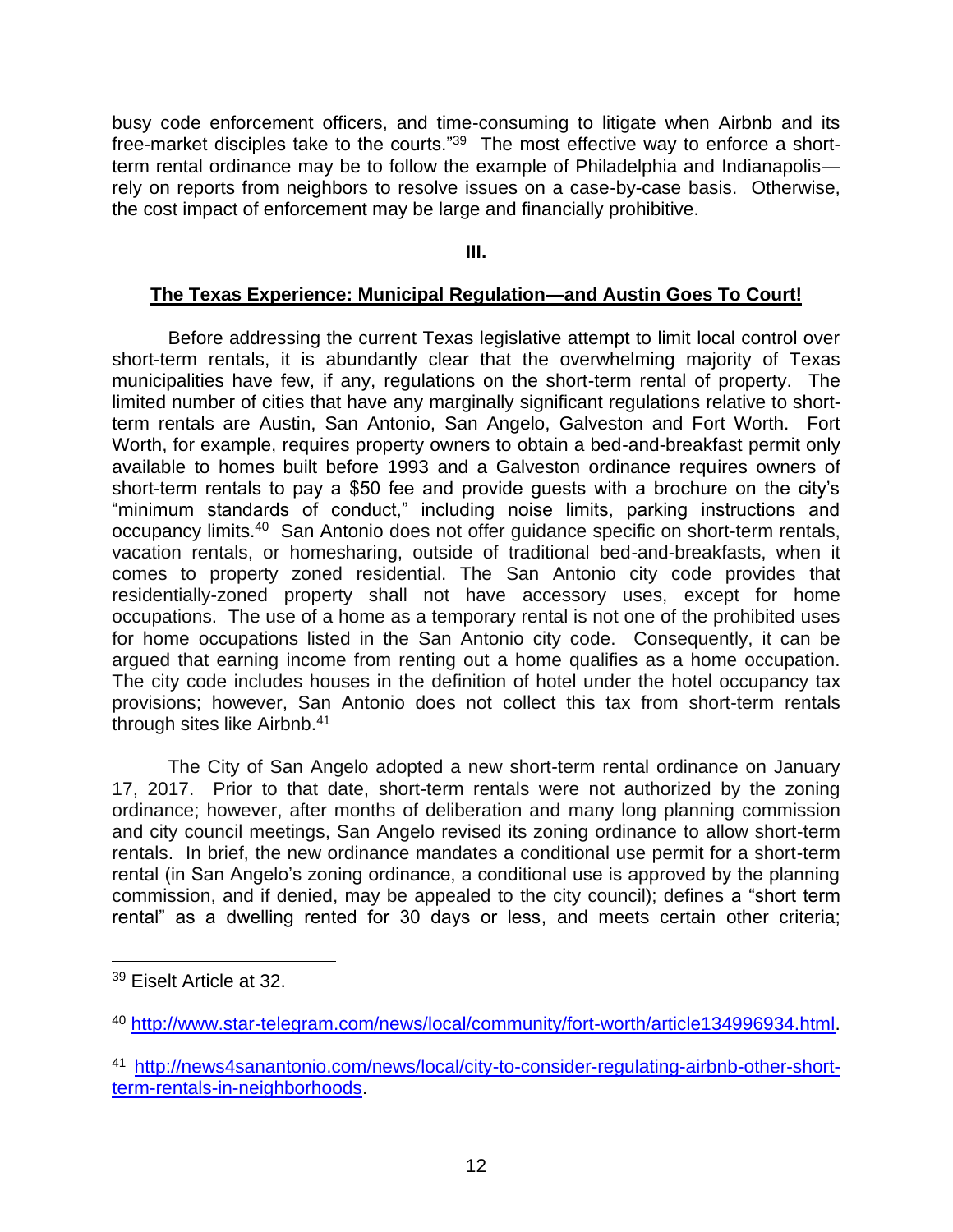busy code enforcement officers, and time-consuming to litigate when Airbnb and its free-market disciples take to the courts."[39] The most effective way to enforce a short-term rental ordinance may be to follow the example of Philadelphia and Indianapolis—rely on reports from neighbors to resolve issues on a case-by-case basis. Otherwise, the cost impact of enforcement may be large and financially prohibitive.

## III.

## The Texas Experience: Municipal Regulation—and Austin Goes To Court!

Before addressing the current Texas legislative attempt to limit local control over short-term rentals, it is abundantly clear that the overwhelming majority of Texas municipalities have few, if any, regulations on the short-term rental of property. The limited number of cities that have any marginally significant regulations relative to short-term rentals are Austin, San Antonio, San Angelo, Galveston and Fort Worth. Fort Worth, for example, requires property owners to obtain a bed-and-breakfast permit only available to homes built before 1993 and a Galveston ordinance requires owners of short-term rentals to pay a $50 fee and provide guests with a brochure on the city's "minimum standards of conduct," including noise limits, parking instructions and occupancy limits.[40] San Antonio does not offer guidance specific on short-term rentals, vacation rentals, or homesharing, outside of traditional bed-and-breakfasts, when it comes to property zoned residential. The San Antonio city code provides that residentially-zoned property shall not have accessory uses, except for home occupations. The use of a home as a temporary rental is not one of the prohibited uses for home occupations listed in the San Antonio city code. Consequently, it can be argued that earning income from renting out a home qualifies as a home occupation. The city code includes houses in the definition of hotel under the hotel occupancy tax provisions; however, San Antonio does not collect this tax from short-term rentals through sites like Airbnb.[41]

The City of San Angelo adopted a new short-term rental ordinance on January 17, 2017. Prior to that date, short-term rentals were not authorized by the zoning ordinance; however, after months of deliberation and many long planning commission and city council meetings, San Angelo revised its zoning ordinance to allow short-term rentals. In brief, the new ordinance mandates a conditional use permit for a short-term rental (in San Angelo's zoning ordinance, a conditional use is approved by the planning commission, and if denied, may be appealed to the city council); defines a "short term rental" as a dwelling rented for 30 days or less, and meets certain other criteria;

---

[39] Eiselt Article at 32.

[40] http://www.star-telegram.com/news/local/community/fort-worth/article134996934.html.

[41] http://news4sanantonio.com/news/local/city-to-consider-regulating-airbnb-other-short-term-rentals-in-neighborhoods.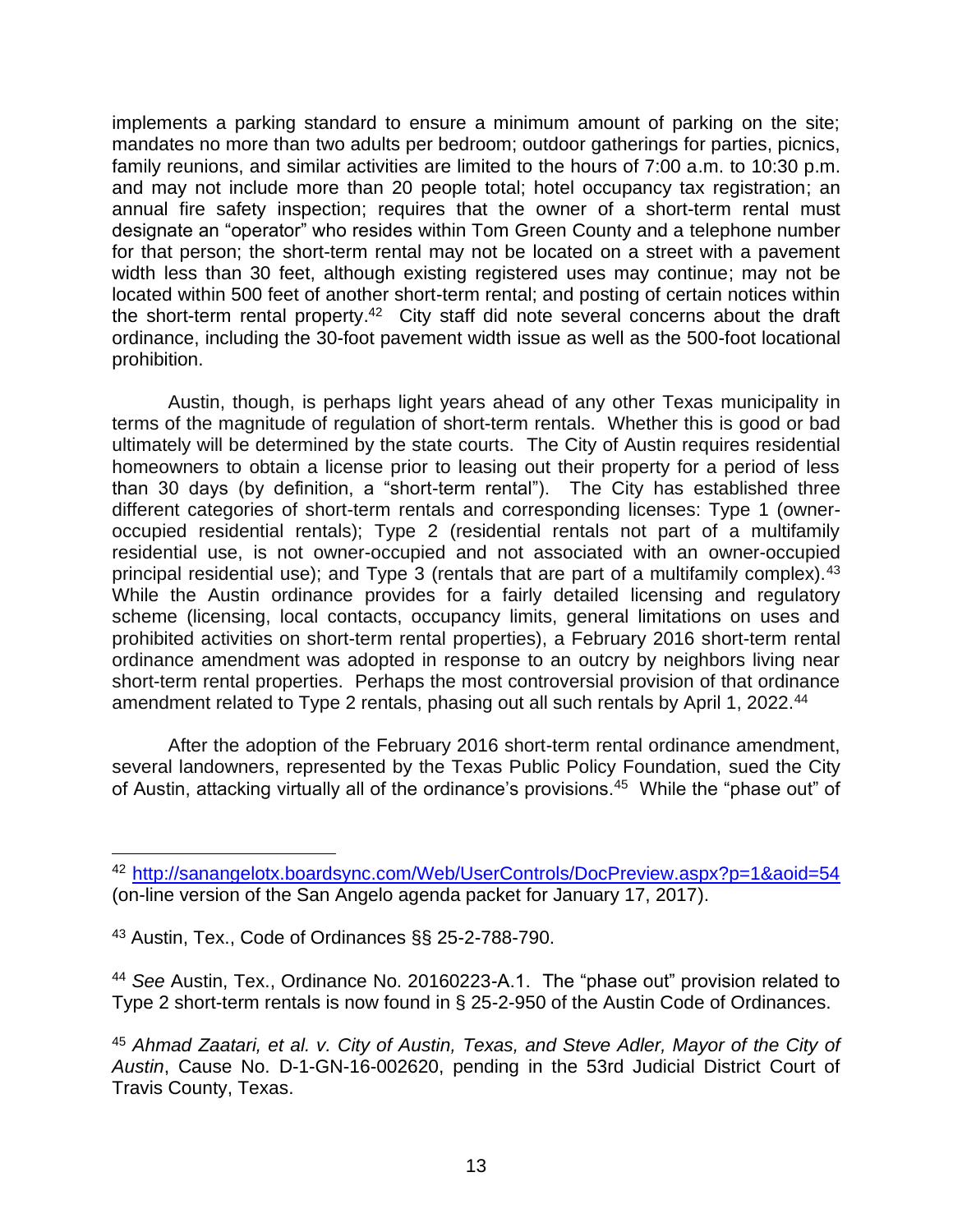implements a parking standard to ensure a minimum amount of parking on the site; mandates no more than two adults per bedroom; outdoor gatherings for parties, picnics, family reunions, and similar activities are limited to the hours of 7:00 a.m. to 10:30 p.m. and may not include more than 20 people total; hotel occupancy tax registration; an annual fire safety inspection; requires that the owner of a short-term rental must designate an "operator" who resides within Tom Green County and a telephone number for that person; the short-term rental may not be located on a street with a pavement width less than 30 feet, although existing registered uses may continue; may not be located within 500 feet of another short-term rental; and posting of certain notices within the short-term rental property.[42] City staff did note several concerns about the draft ordinance, including the 30-foot pavement width issue as well as the 500-foot locational prohibition.

Austin, though, is perhaps light years ahead of any other Texas municipality in terms of the magnitude of regulation of short-term rentals. Whether this is good or bad ultimately will be determined by the state courts. The City of Austin requires residential homeowners to obtain a license prior to leasing out their property for a period of less than 30 days (by definition, a "short-term rental"). The City has established three different categories of short-term rentals and corresponding licenses: Type 1 (owner-occupied residential rentals); Type 2 (residential rentals not part of a multifamily residential use, is not owner-occupied and not associated with an owner-occupied principal residential use); and Type 3 (rentals that are part of a multifamily complex).[43] While the Austin ordinance provides for a fairly detailed licensing and regulatory scheme (licensing, local contacts, occupancy limits, general limitations on uses and prohibited activities on short-term rental properties), a February 2016 short-term rental ordinance amendment was adopted in response to an outcry by neighbors living near short-term rental properties. Perhaps the most controversial provision of that ordinance amendment related to Type 2 rentals, phasing out all such rentals by April 1, 2022.[44]

After the adoption of the February 2016 short-term rental ordinance amendment, several landowners, represented by the Texas Public Policy Foundation, sued the City of Austin, attacking virtually all of the ordinance's provisions.[45] While the "phase out" of

---

[42] http://sanangelotx.boardsync.com/Web/UserControls/DocPreview.aspx?p=1&aoid=54 (on-line version of the San Angelo agenda packet for January 17, 2017).

[43] Austin, Tex., Code of Ordinances §§ 25-2-788-790.

[44] *See* Austin, Tex., Ordinance No. 20160223-A.1. The "phase out" provision related to Type 2 short-term rentals is now found in § 25-2-950 of the Austin Code of Ordinances.

[45] *Ahmad Zaatari, et al. v. City of Austin, Texas, and Steve Adler, Mayor of the City of Austin*, Cause No. D-1-GN-16-002620, pending in the 53rd Judicial District Court of Travis County, Texas.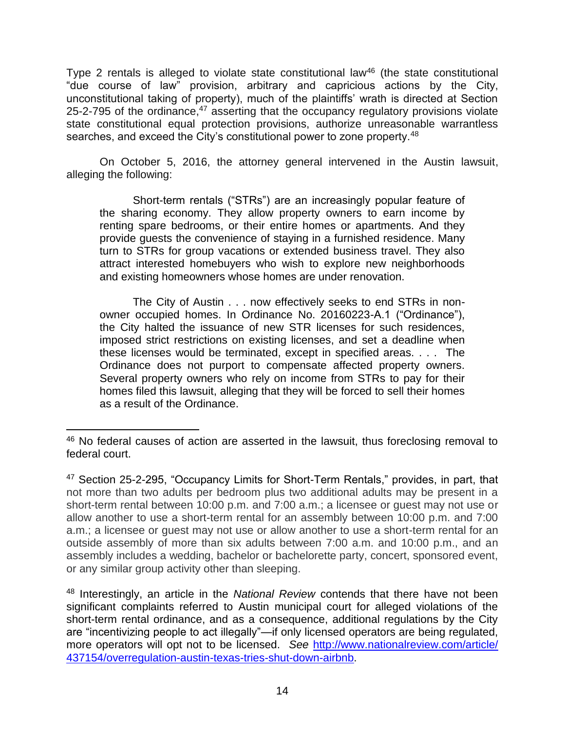Type 2 rentals is alleged to violate state constitutional law[46] (the state constitutional "due course of law" provision, arbitrary and capricious actions by the City, unconstitutional taking of property), much of the plaintiffs' wrath is directed at Section 25-2-795 of the ordinance,[47] asserting that the occupancy regulatory provisions violate state constitutional equal protection provisions, authorize unreasonable warrantless searches, and exceed the City's constitutional power to zone property.[48]

On October 5, 2016, the attorney general intervened in the Austin lawsuit, alleging the following:

> Short-term rentals ("STRs") are an increasingly popular feature of the sharing economy. They allow property owners to earn income by renting spare bedrooms, or their entire homes or apartments. And they provide guests the convenience of staying in a furnished residence. Many turn to STRs for group vacations or extended business travel. They also attract interested homebuyers who wish to explore new neighborhoods and existing homeowners whose homes are under renovation.
>
> The City of Austin . . . now effectively seeks to end STRs in non-owner occupied homes. In Ordinance No. 20160223-A.1 ("Ordinance"), the City halted the issuance of new STR licenses for such residences, imposed strict restrictions on existing licenses, and set a deadline when these licenses would be terminated, except in specified areas. . . . The Ordinance does not purport to compensate affected property owners. Several property owners who rely on income from STRs to pay for their homes filed this lawsuit, alleging that they will be forced to sell their homes as a result of the Ordinance.

---

[46] No federal causes of action are asserted in the lawsuit, thus foreclosing removal to federal court.

[47] Section 25-2-295, "Occupancy Limits for Short-Term Rentals," provides, in part, that not more than two adults per bedroom plus two additional adults may be present in a short-term rental between 10:00 p.m. and 7:00 a.m.; a licensee or guest may not use or allow another to use a short-term rental for an assembly between 10:00 p.m. and 7:00 a.m.; a licensee or guest may not use or allow another to use a short-term rental for an outside assembly of more than six adults between 7:00 a.m. and 10:00 p.m., and an assembly includes a wedding, bachelor or bachelorette party, concert, sponsored event, or any similar group activity other than sleeping.

[48] Interestingly, an article in the *National Review* contends that there have not been significant complaints referred to Austin municipal court for alleged violations of the short-term rental ordinance, and as a consequence, additional regulations by the City are "incentivizing people to act illegally"—if only licensed operators are being regulated, more operators will opt not to be licensed. *See* [http://www.nationalreview.com/article/437154/overregulation-austin-texas-tries-shut-down-airbnb](http://www.nationalreview.com/article/437154/overregulation-austin-texas-tries-shut-down-airbnb).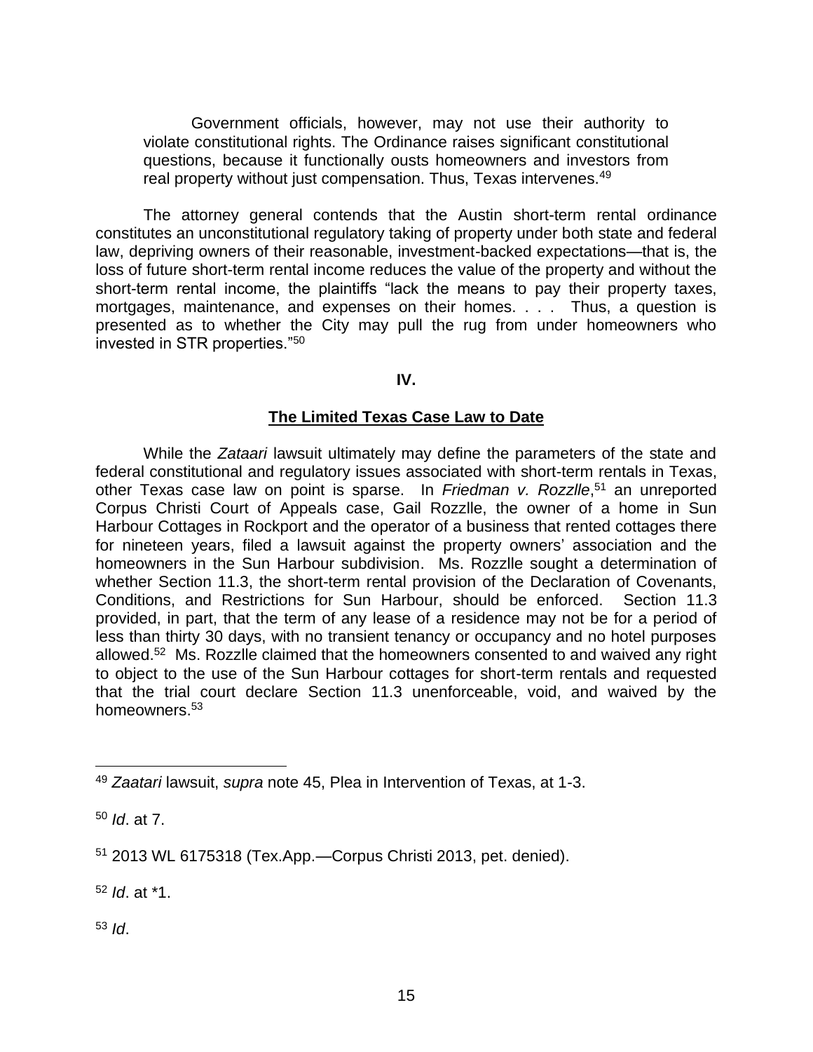> Government officials, however, may not use their authority to violate constitutional rights. The Ordinance raises significant constitutional questions, because it functionally ousts homeowners and investors from real property without just compensation. Thus, Texas intervenes.[49]

The attorney general contends that the Austin short-term rental ordinance constitutes an unconstitutional regulatory taking of property under both state and federal law, depriving owners of their reasonable, investment-backed expectations—that is, the loss of future short-term rental income reduces the value of the property and without the short-term rental income, the plaintiffs "lack the means to pay their property taxes, mortgages, maintenance, and expenses on their homes. . . . Thus, a question is presented as to whether the City may pull the rug from under homeowners who invested in STR properties."[50]

## IV.

## **The Limited Texas Case Law to Date**

While the *Zataari* lawsuit ultimately may define the parameters of the state and federal constitutional and regulatory issues associated with short-term rentals in Texas, other Texas case law on point is sparse. In *Friedman v. Rozzlle*,[51] an unreported Corpus Christi Court of Appeals case, Gail Rozzlle, the owner of a home in Sun Harbour Cottages in Rockport and the operator of a business that rented cottages there for nineteen years, filed a lawsuit against the property owners' association and the homeowners in the Sun Harbour subdivision. Ms. Rozzlle sought a determination of whether Section 11.3, the short-term rental provision of the Declaration of Covenants, Conditions, and Restrictions for Sun Harbour, should be enforced. Section 11.3 provided, in part, that the term of any lease of a residence may not be for a period of less than thirty 30 days, with no transient tenancy or occupancy and no hotel purposes allowed.[52] Ms. Rozzlle claimed that the homeowners consented to and waived any right to object to the use of the Sun Harbour cottages for short-term rentals and requested that the trial court declare Section 11.3 unenforceable, void, and waived by the homeowners.[53]

---

[49] *Zaatari* lawsuit, *supra* note 45, Plea in Intervention of Texas, at 1-3.

[50] *Id*. at 7.

[51] 2013 WL 6175318 (Tex.App.—Corpus Christi 2013, pet. denied).

[52] *Id*. at *1.

[53] *Id*.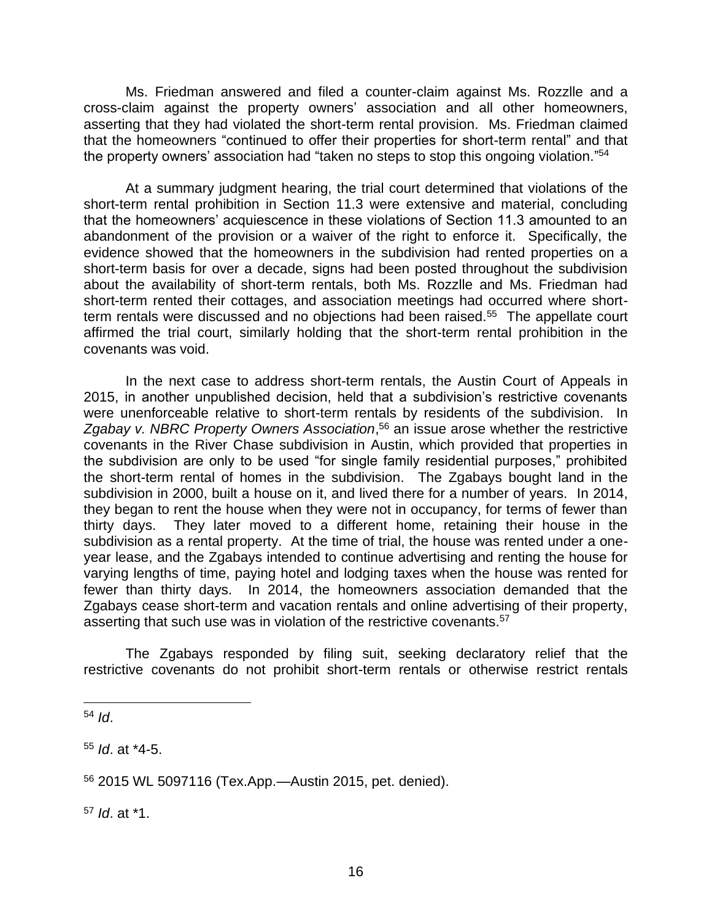Ms. Friedman answered and filed a counter-claim against Ms. Rozzlle and a cross-claim against the property owners' association and all other homeowners, asserting that they had violated the short-term rental provision. Ms. Friedman claimed that the homeowners "continued to offer their properties for short-term rental" and that the property owners' association had "taken no steps to stop this ongoing violation."[54]

At a summary judgment hearing, the trial court determined that violations of the short-term rental prohibition in Section 11.3 were extensive and material, concluding that the homeowners' acquiescence in these violations of Section 11.3 amounted to an abandonment of the provision or a waiver of the right to enforce it. Specifically, the evidence showed that the homeowners in the subdivision had rented properties on a short-term basis for over a decade, signs had been posted throughout the subdivision about the availability of short-term rentals, both Ms. Rozzlle and Ms. Friedman had short-term rented their cottages, and association meetings had occurred where short-term rentals were discussed and no objections had been raised.[55] The appellate court affirmed the trial court, similarly holding that the short-term rental prohibition in the covenants was void.

In the next case to address short-term rentals, the Austin Court of Appeals in 2015, in another unpublished decision, held that a subdivision's restrictive covenants were unenforceable relative to short-term rentals by residents of the subdivision. In *Zgabay v. NBRC Property Owners Association*,[56] an issue arose whether the restrictive covenants in the River Chase subdivision in Austin, which provided that properties in the subdivision are only to be used "for single family residential purposes," prohibited the short-term rental of homes in the subdivision. The Zgabays bought land in the subdivision in 2000, built a house on it, and lived there for a number of years. In 2014, they began to rent the house when they were not in occupancy, for terms of fewer than thirty days. They later moved to a different home, retaining their house in the subdivision as a rental property. At the time of trial, the house was rented under a one-year lease, and the Zgabays intended to continue advertising and renting the house for varying lengths of time, paying hotel and lodging taxes when the house was rented for fewer than thirty days. In 2014, the homeowners association demanded that the Zgabays cease short-term and vacation rentals and online advertising of their property, asserting that such use was in violation of the restrictive covenants.[57]

The Zgabays responded by filing suit, seeking declaratory relief that the restrictive covenants do not prohibit short-term rentals or otherwise restrict rentals

---

[54] *Id*.

[55] *Id*. at *4-5.

[56] 2015 WL 5097116 (Tex.App.—Austin 2015, pet. denied).

[57] *Id*. at *1.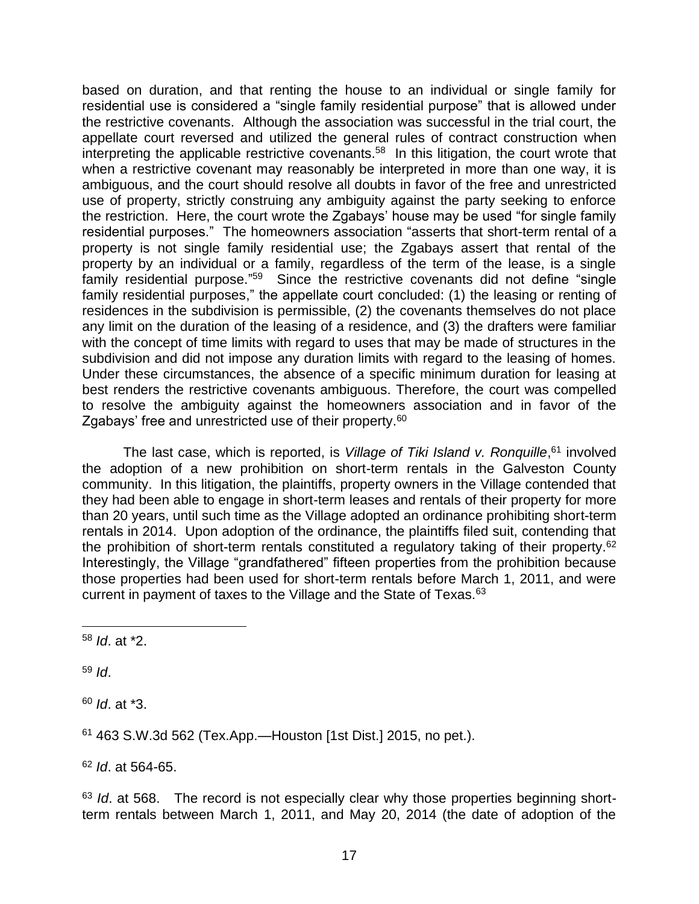based on duration, and that renting the house to an individual or single family for residential use is considered a "single family residential purpose" that is allowed under the restrictive covenants. Although the association was successful in the trial court, the appellate court reversed and utilized the general rules of contract construction when interpreting the applicable restrictive covenants.[58] In this litigation, the court wrote that when a restrictive covenant may reasonably be interpreted in more than one way, it is ambiguous, and the court should resolve all doubts in favor of the free and unrestricted use of property, strictly construing any ambiguity against the party seeking to enforce the restriction. Here, the court wrote the Zgabays' house may be used "for single family residential purposes." The homeowners association "asserts that short-term rental of a property is not single family residential use; the Zgabays assert that rental of the property by an individual or a family, regardless of the term of the lease, is a single family residential purpose."[59] Since the restrictive covenants did not define "single family residential purposes," the appellate court concluded: (1) the leasing or renting of residences in the subdivision is permissible, (2) the covenants themselves do not place any limit on the duration of the leasing of a residence, and (3) the drafters were familiar with the concept of time limits with regard to uses that may be made of structures in the subdivision and did not impose any duration limits with regard to the leasing of homes. Under these circumstances, the absence of a specific minimum duration for leasing at best renders the restrictive covenants ambiguous. Therefore, the court was compelled to resolve the ambiguity against the homeowners association and in favor of the Zgabays' free and unrestricted use of their property.[60]

The last case, which is reported, is *Village of Tiki Island v. Ronquille*,[61] involved the adoption of a new prohibition on short-term rentals in the Galveston County community. In this litigation, the plaintiffs, property owners in the Village contended that they had been able to engage in short-term leases and rentals of their property for more than 20 years, until such time as the Village adopted an ordinance prohibiting short-term rentals in 2014. Upon adoption of the ordinance, the plaintiffs filed suit, contending that the prohibition of short-term rentals constituted a regulatory taking of their property.[62] Interestingly, the Village "grandfathered" fifteen properties from the prohibition because those properties had been used for short-term rentals before March 1, 2011, and were current in payment of taxes to the Village and the State of Texas.[63]

---

[58] *Id*. at *2.

[59] *Id*.

[60] *Id*. at *3.

[61] 463 S.W.3d 562 (Tex.App.—Houston [1st Dist.] 2015, no pet.).

[62] *Id*. at 564-65.

[63] *Id*. at 568. The record is not especially clear why those properties beginning short-term rentals between March 1, 2011, and May 20, 2014 (the date of adoption of the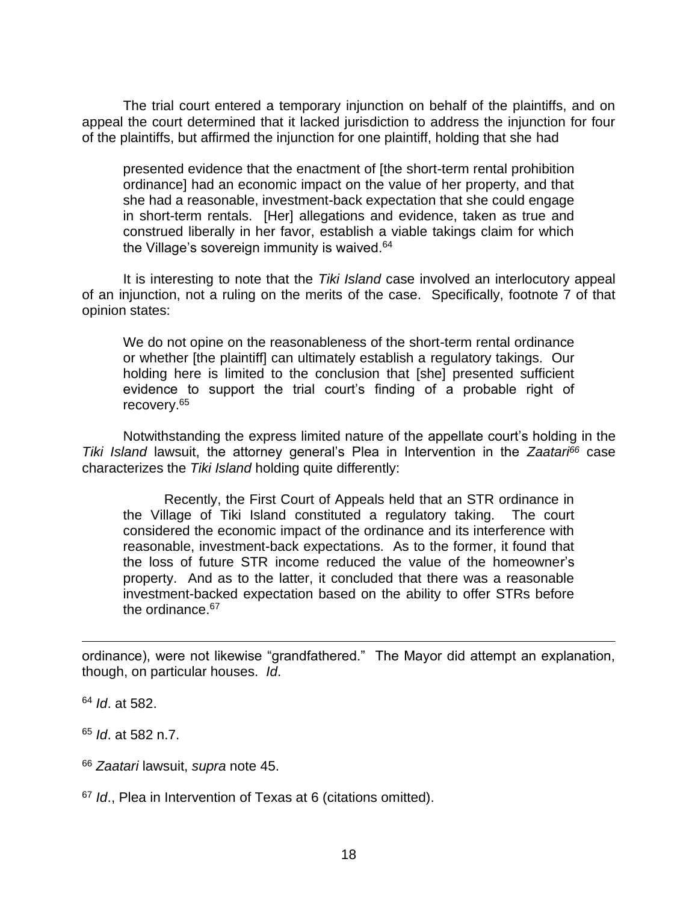The trial court entered a temporary injunction on behalf of the plaintiffs, and on appeal the court determined that it lacked jurisdiction to address the injunction for four of the plaintiffs, but affirmed the injunction for one plaintiff, holding that she had

> presented evidence that the enactment of [the short-term rental prohibition ordinance] had an economic impact on the value of her property, and that she had a reasonable, investment-back expectation that she could engage in short-term rentals. [Her] allegations and evidence, taken as true and construed liberally in her favor, establish a viable takings claim for which the Village's sovereign immunity is waived.[64]

It is interesting to note that the *Tiki Island* case involved an interlocutory appeal of an injunction, not a ruling on the merits of the case. Specifically, footnote 7 of that opinion states:

> We do not opine on the reasonableness of the short-term rental ordinance or whether [the plaintiff] can ultimately establish a regulatory takings. Our holding here is limited to the conclusion that [she] presented sufficient evidence to support the trial court's finding of a probable right of recovery.[65]

Notwithstanding the express limited nature of the appellate court's holding in the *Tiki Island* lawsuit, the attorney general's Plea in Intervention in the *Zaatari*[66] case characterizes the *Tiki Island* holding quite differently:

> Recently, the First Court of Appeals held that an STR ordinance in the Village of Tiki Island constituted a regulatory taking. The court considered the economic impact of the ordinance and its interference with reasonable, investment-back expectations. As to the former, it found that the loss of future STR income reduced the value of the homeowner's property. And as to the latter, it concluded that there was a reasonable investment-backed expectation based on the ability to offer STRs before the ordinance.[67]

---

ordinance), were not likewise "grandfathered." The Mayor did attempt an explanation, though, on particular houses. *Id*.

[64] *Id*. at 582.

[65] *Id*. at 582 n.7.

[66] *Zaatari* lawsuit, *supra* note 45.

[67] *Id*., Plea in Intervention of Texas at 6 (citations omitted).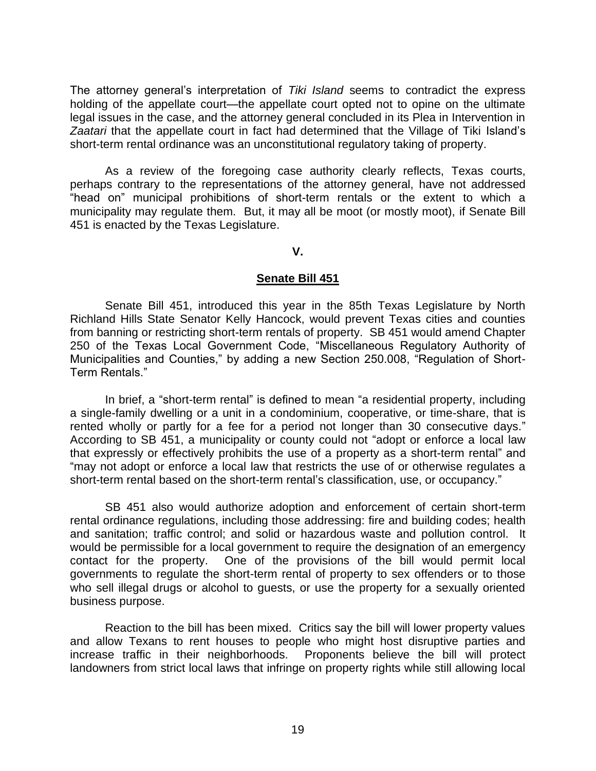The attorney general's interpretation of *Tiki Island* seems to contradict the express holding of the appellate court—the appellate court opted not to opine on the ultimate legal issues in the case, and the attorney general concluded in its Plea in Intervention in *Zaatari* that the appellate court in fact had determined that the Village of Tiki Island's short-term rental ordinance was an unconstitutional regulatory taking of property.

As a review of the foregoing case authority clearly reflects, Texas courts, perhaps contrary to the representations of the attorney general, have not addressed "head on" municipal prohibitions of short-term rentals or the extent to which a municipality may regulate them. But, it may all be moot (or mostly moot), if Senate Bill 451 is enacted by the Texas Legislature.

## V.

## Senate Bill 451

Senate Bill 451, introduced this year in the 85th Texas Legislature by North Richland Hills State Senator Kelly Hancock, would prevent Texas cities and counties from banning or restricting short-term rentals of property. SB 451 would amend Chapter 250 of the Texas Local Government Code, "Miscellaneous Regulatory Authority of Municipalities and Counties," by adding a new Section 250.008, "Regulation of Short-Term Rentals."

In brief, a "short-term rental" is defined to mean "a residential property, including a single-family dwelling or a unit in a condominium, cooperative, or time-share, that is rented wholly or partly for a fee for a period not longer than 30 consecutive days." According to SB 451, a municipality or county could not "adopt or enforce a local law that expressly or effectively prohibits the use of a property as a short-term rental" and "may not adopt or enforce a local law that restricts the use of or otherwise regulates a short-term rental based on the short-term rental's classification, use, or occupancy."

SB 451 also would authorize adoption and enforcement of certain short-term rental ordinance regulations, including those addressing: fire and building codes; health and sanitation; traffic control; and solid or hazardous waste and pollution control. It would be permissible for a local government to require the designation of an emergency contact for the property. One of the provisions of the bill would permit local governments to regulate the short-term rental of property to sex offenders or to those who sell illegal drugs or alcohol to guests, or use the property for a sexually oriented business purpose.

Reaction to the bill has been mixed. Critics say the bill will lower property values and allow Texans to rent houses to people who might host disruptive parties and increase traffic in their neighborhoods. Proponents believe the bill will protect landowners from strict local laws that infringe on property rights while still allowing local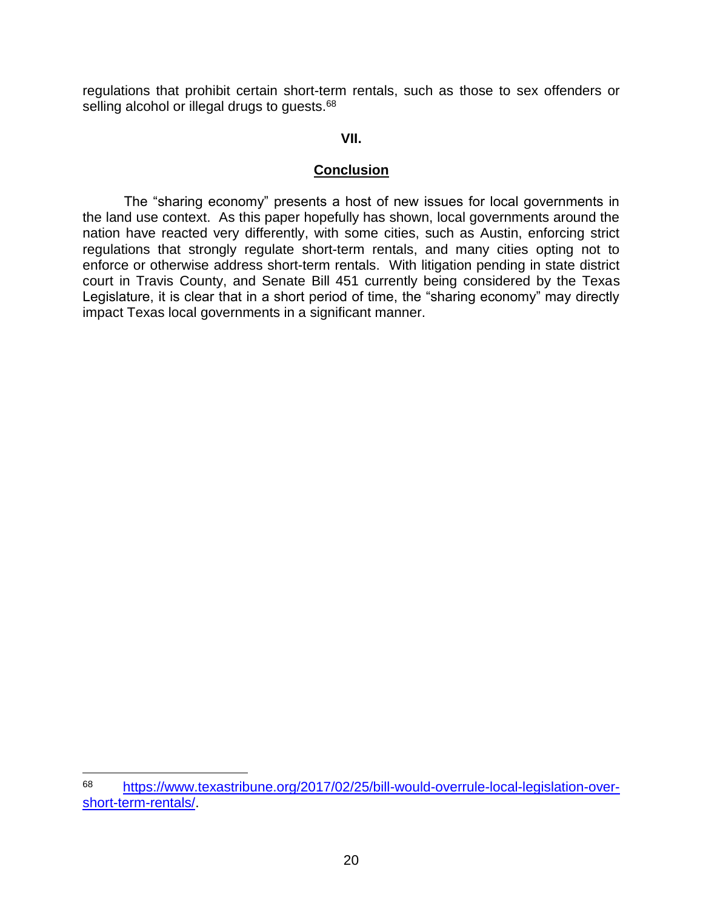regulations that prohibit certain short-term rentals, such as those to sex offenders or selling alcohol or illegal drugs to guests.[68]

## VII.

## Conclusion

The "sharing economy" presents a host of new issues for local governments in the land use context. As this paper hopefully has shown, local governments around the nation have reacted very differently, with some cities, such as Austin, enforcing strict regulations that strongly regulate short-term rentals, and many cities opting not to enforce or otherwise address short-term rentals. With litigation pending in state district court in Travis County, and Senate Bill 451 currently being considered by the Texas Legislature, it is clear that in a short period of time, the "sharing economy" may directly impact Texas local governments in a significant manner.

---

[68] https://www.texastribune.org/2017/02/25/bill-would-overrule-local-legislation-over-short-term-rentals/.